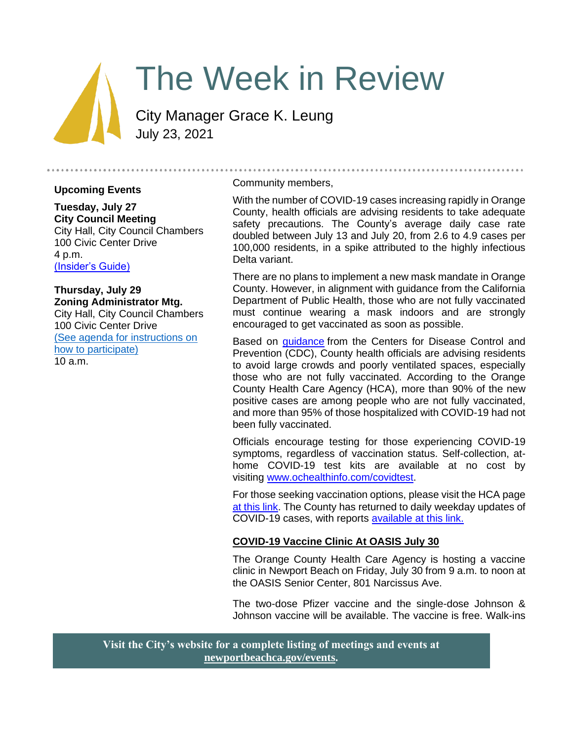# The Week in Review

City Manager Grace K. Leung
July 23, 2021

### Upcoming Events

**Tuesday, July 27**
**City Council Meeting**
City Hall, City Council Chambers
100 Civic Center Drive
4 p.m.
[(Insider's Guide)]

**Thursday, July 29**
**Zoning Administrator Mtg.**
City Hall, City Council Chambers
100 Civic Center Drive
[(See agenda for instructions on how to participate)]
10 a.m.

Community members,

With the number of COVID-19 cases increasing rapidly in Orange County, health officials are advising residents to take adequate safety precautions. The County's average daily case rate doubled between July 13 and July 20, from 2.6 to 4.9 cases per 100,000 residents, in a spike attributed to the highly infectious Delta variant.

There are no plans to implement a new mask mandate in Orange County. However, in alignment with guidance from the California Department of Public Health, those who are not fully vaccinated must continue wearing a mask indoors and are strongly encouraged to get vaccinated as soon as possible.

Based on guidance from the Centers for Disease Control and Prevention (CDC), County health officials are advising residents to avoid large crowds and poorly ventilated spaces, especially those who are not fully vaccinated. According to the Orange County Health Care Agency (HCA), more than 90% of the new positive cases are among people who are not fully vaccinated, and more than 95% of those hospitalized with COVID-19 had not been fully vaccinated.

Officials encourage testing for those experiencing COVID-19 symptoms, regardless of vaccination status. Self-collection, at-home COVID-19 test kits are available at no cost by visiting www.ochealthinfo.com/covidtest.

For those seeking vaccination options, please visit the HCA page at this link. The County has returned to daily weekday updates of COVID-19 cases, with reports available at this link.

### COVID-19 Vaccine Clinic At OASIS July 30

The Orange County Health Care Agency is hosting a vaccine clinic in Newport Beach on Friday, July 30 from 9 a.m. to noon at the OASIS Senior Center, 801 Narcissus Ave.

The two-dose Pfizer vaccine and the single-dose Johnson & Johnson vaccine will be available. The vaccine is free. Walk-ins

**Visit the City's website for a complete listing of meetings and events at newportbeachca.gov/events.**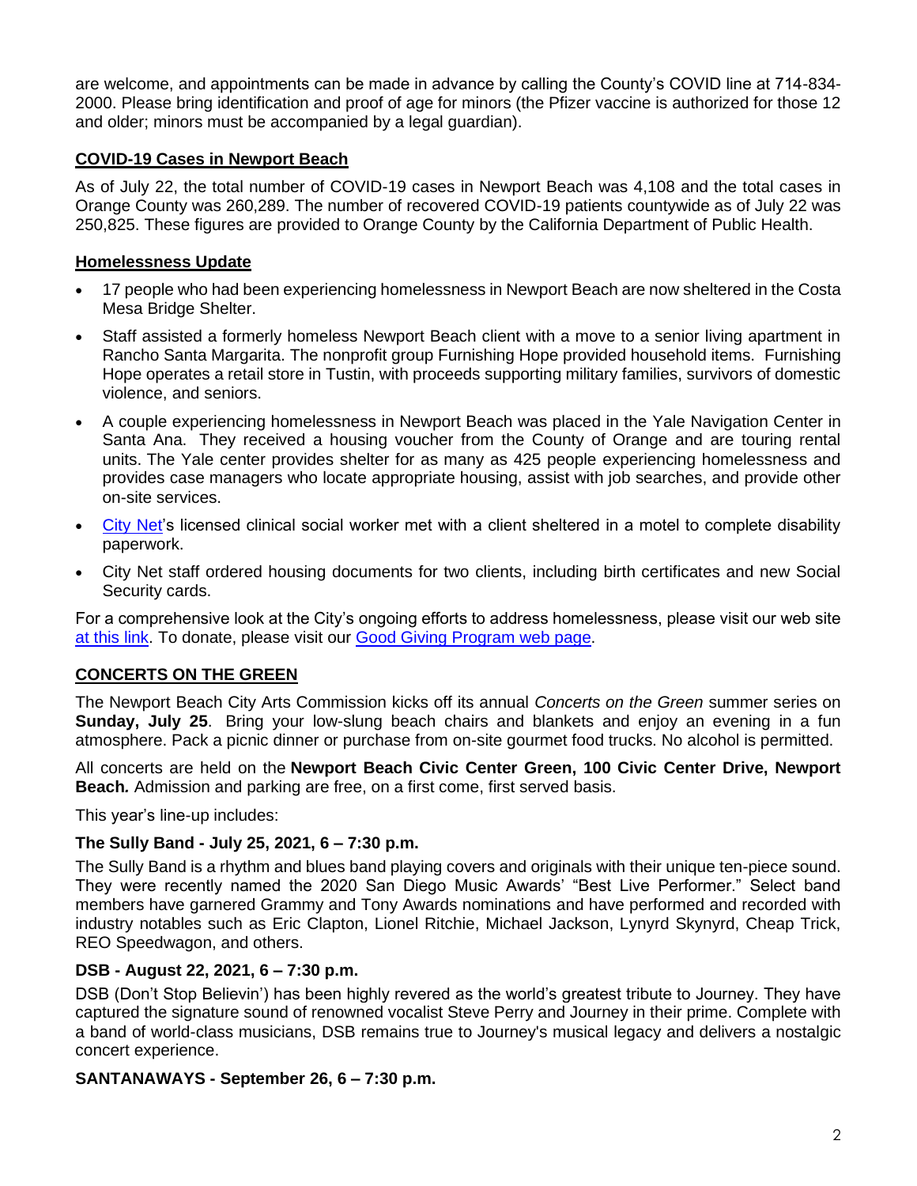are welcome, and appointments can be made in advance by calling the County's COVID line at 714-834-2000. Please bring identification and proof of age for minors (the Pfizer vaccine is authorized for those 12 and older; minors must be accompanied by a legal guardian).

## COVID-19 Cases in Newport Beach

As of July 22, the total number of COVID-19 cases in Newport Beach was 4,108 and the total cases in Orange County was 260,289. The number of recovered COVID-19 patients countywide as of July 22 was 250,825. These figures are provided to Orange County by the California Department of Public Health.

## Homelessness Update

- 17 people who had been experiencing homelessness in Newport Beach are now sheltered in the Costa Mesa Bridge Shelter.
- Staff assisted a formerly homeless Newport Beach client with a move to a senior living apartment in Rancho Santa Margarita. The nonprofit group Furnishing Hope provided household items. Furnishing Hope operates a retail store in Tustin, with proceeds supporting military families, survivors of domestic violence, and seniors.
- A couple experiencing homelessness in Newport Beach was placed in the Yale Navigation Center in Santa Ana. They received a housing voucher from the County of Orange and are touring rental units. The Yale center provides shelter for as many as 425 people experiencing homelessness and provides case managers who locate appropriate housing, assist with job searches, and provide other on-site services.
- City Net's licensed clinical social worker met with a client sheltered in a motel to complete disability paperwork.
- City Net staff ordered housing documents for two clients, including birth certificates and new Social Security cards.

For a comprehensive look at the City's ongoing efforts to address homelessness, please visit our web site at this link. To donate, please visit our Good Giving Program web page.

## CONCERTS ON THE GREEN

The Newport Beach City Arts Commission kicks off its annual *Concerts on the Green* summer series on **Sunday, July 25**. Bring your low-slung beach chairs and blankets and enjoy an evening in a fun atmosphere. Pack a picnic dinner or purchase from on-site gourmet food trucks. No alcohol is permitted.

All concerts are held on the **Newport Beach Civic Center Green, 100 Civic Center Drive, Newport Beach.** Admission and parking are free, on a first come, first served basis.

This year's line-up includes:

### The Sully Band - July 25, 2021, 6 – 7:30 p.m.

The Sully Band is a rhythm and blues band playing covers and originals with their unique ten-piece sound. They were recently named the 2020 San Diego Music Awards' "Best Live Performer." Select band members have garnered Grammy and Tony Awards nominations and have performed and recorded with industry notables such as Eric Clapton, Lionel Ritchie, Michael Jackson, Lynyrd Skynyrd, Cheap Trick, REO Speedwagon, and others.

### DSB - August 22, 2021, 6 – 7:30 p.m.

DSB (Don't Stop Believin') has been highly revered as the world's greatest tribute to Journey. They have captured the signature sound of renowned vocalist Steve Perry and Journey in their prime. Complete with a band of world-class musicians, DSB remains true to Journey's musical legacy and delivers a nostalgic concert experience.

### SANTANAWAYS - September 26, 6 – 7:30 p.m.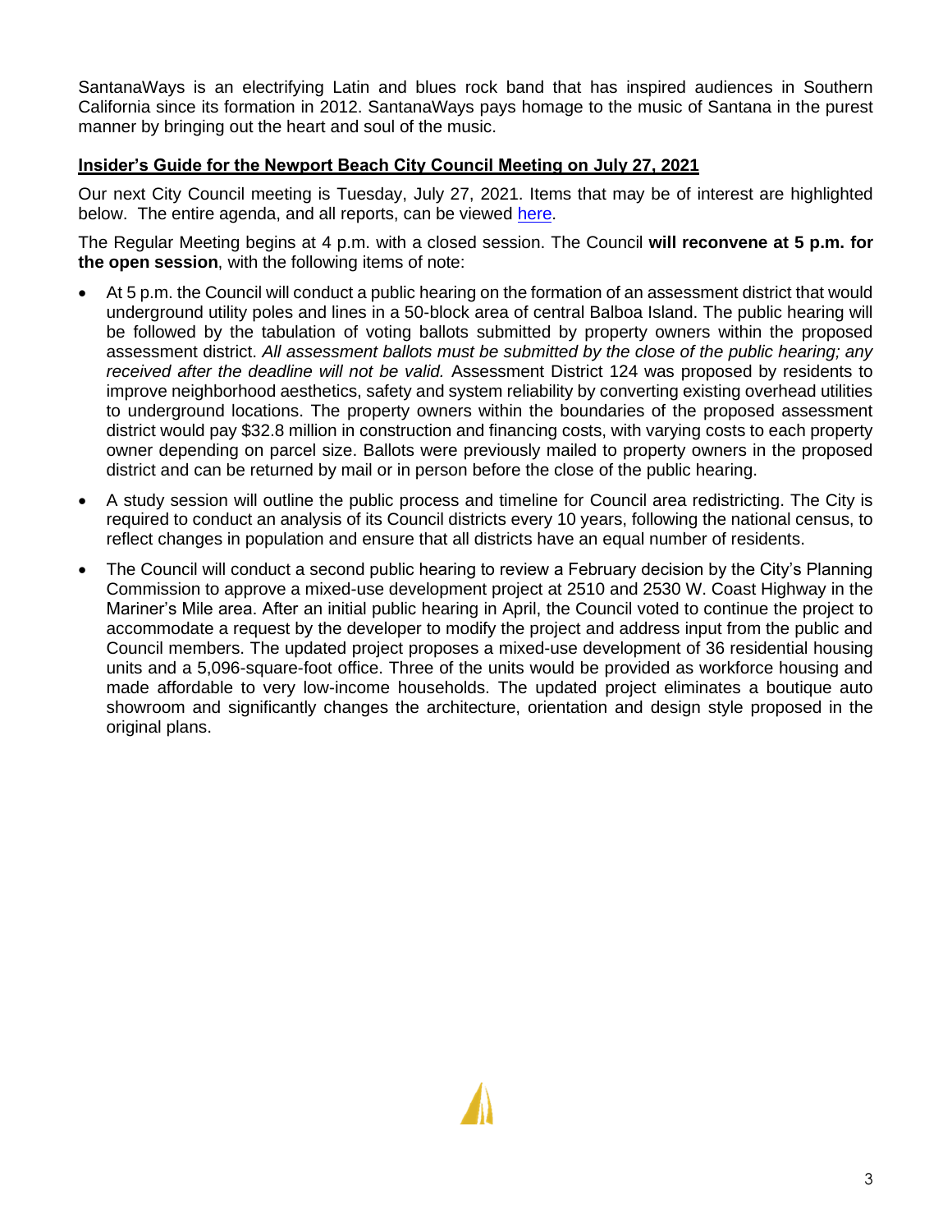SantanaWays is an electrifying Latin and blues rock band that has inspired audiences in Southern California since its formation in 2012. SantanaWays pays homage to the music of Santana in the purest manner by bringing out the heart and soul of the music.

**Insider's Guide for the Newport Beach City Council Meeting on July 27, 2021**

Our next City Council meeting is Tuesday, July 27, 2021. Items that may be of interest are highlighted below. The entire agenda, and all reports, can be viewed here.

The Regular Meeting begins at 4 p.m. with a closed session. The Council **will reconvene at 5 p.m. for the open session**, with the following items of note:

- At 5 p.m. the Council will conduct a public hearing on the formation of an assessment district that would underground utility poles and lines in a 50-block area of central Balboa Island. The public hearing will be followed by the tabulation of voting ballots submitted by property owners within the proposed assessment district. *All assessment ballots must be submitted by the close of the public hearing; any received after the deadline will not be valid.* Assessment District 124 was proposed by residents to improve neighborhood aesthetics, safety and system reliability by converting existing overhead utilities to underground locations. The property owners within the boundaries of the proposed assessment district would pay $32.8 million in construction and financing costs, with varying costs to each property owner depending on parcel size. Ballots were previously mailed to property owners in the proposed district and can be returned by mail or in person before the close of the public hearing.
- A study session will outline the public process and timeline for Council area redistricting. The City is required to conduct an analysis of its Council districts every 10 years, following the national census, to reflect changes in population and ensure that all districts have an equal number of residents.
- The Council will conduct a second public hearing to review a February decision by the City's Planning Commission to approve a mixed-use development project at 2510 and 2530 W. Coast Highway in the Mariner's Mile area. After an initial public hearing in April, the Council voted to continue the project to accommodate a request by the developer to modify the project and address input from the public and Council members. The updated project proposes a mixed-use development of 36 residential housing units and a 5,096-square-foot office. Three of the units would be provided as workforce housing and made affordable to very low-income households. The updated project eliminates a boutique auto showroom and significantly changes the architecture, orientation and design style proposed in the original plans.